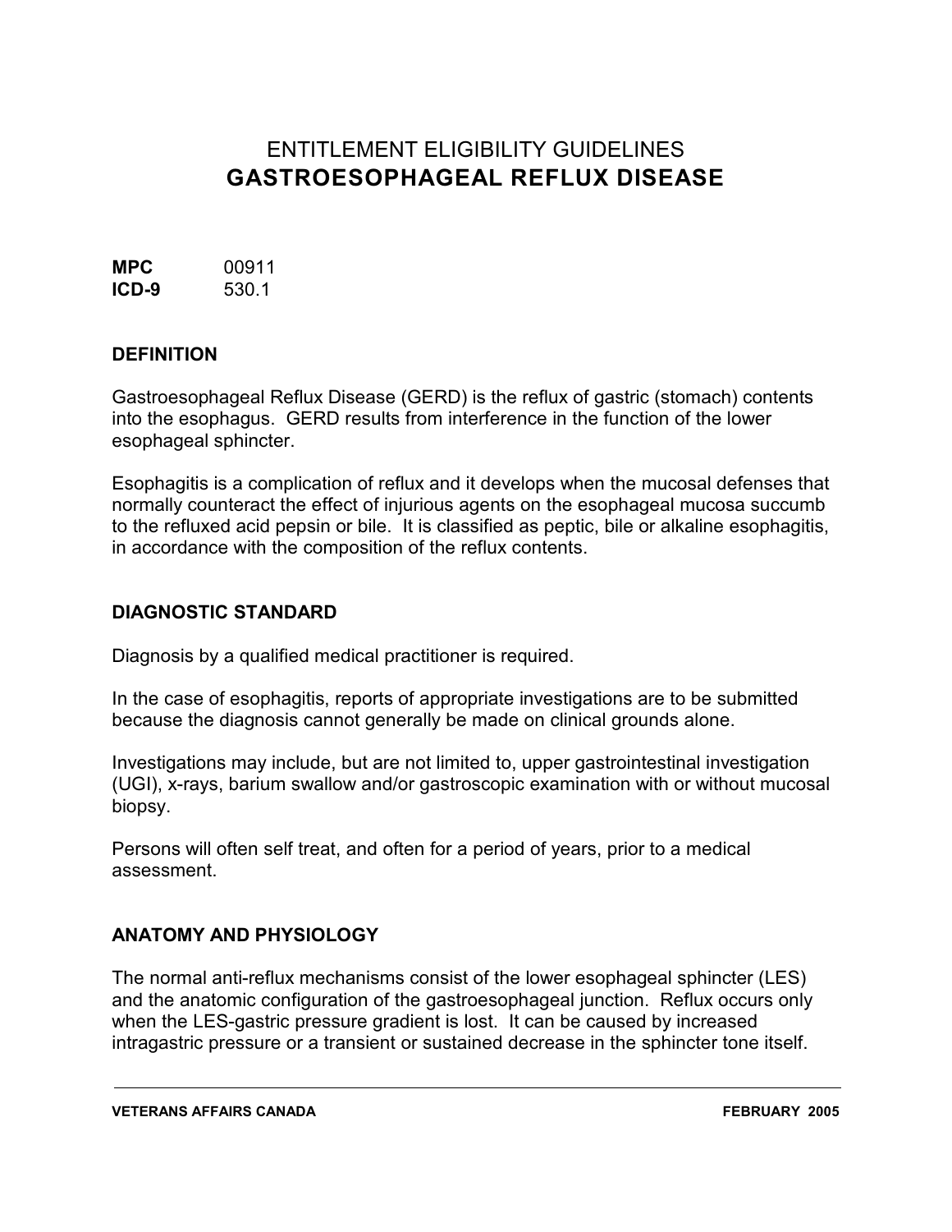# ENTITLEMENT ELIGIBILITY GUIDELINES
# GASTROESOPHAGEAL REFLUX DISEASE

**MPC** 00911
**ICD-9** 530.1

## DEFINITION

Gastroesophageal Reflux Disease (GERD) is the reflux of gastric (stomach) contents into the esophagus. GERD results from interference in the function of the lower esophageal sphincter.

Esophagitis is a complication of reflux and it develops when the mucosal defenses that normally counteract the effect of injurious agents on the esophageal mucosa succumb to the refluxed acid pepsin or bile. It is classified as peptic, bile or alkaline esophagitis, in accordance with the composition of the reflux contents.

## DIAGNOSTIC STANDARD

Diagnosis by a qualified medical practitioner is required.

In the case of esophagitis, reports of appropriate investigations are to be submitted because the diagnosis cannot generally be made on clinical grounds alone.

Investigations may include, but are not limited to, upper gastrointestinal investigation (UGI), x-rays, barium swallow and/or gastroscopic examination with or without mucosal biopsy.

Persons will often self treat, and often for a period of years, prior to a medical assessment.

## ANATOMY AND PHYSIOLOGY

The normal anti-reflux mechanisms consist of the lower esophageal sphincter (LES) and the anatomic configuration of the gastroesophageal junction. Reflux occurs only when the LES-gastric pressure gradient is lost. It can be caused by increased intragastric pressure or a transient or sustained decrease in the sphincter tone itself.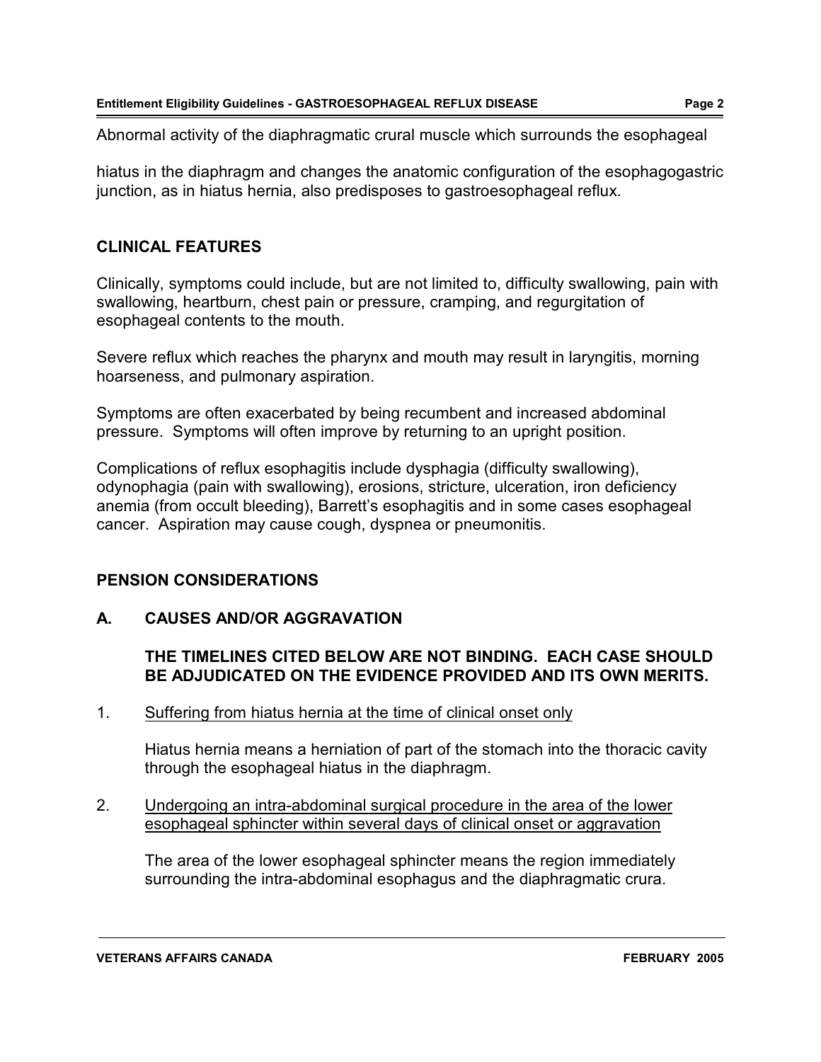Abnormal activity of the diaphragmatic crural muscle which surrounds the esophageal hiatus in the diaphragm and changes the anatomic configuration of the esophagogastric junction, as in hiatus hernia, also predisposes to gastroesophageal reflux.

## CLINICAL FEATURES

Clinically, symptoms could include, but are not limited to, difficulty swallowing, pain with swallowing, heartburn, chest pain or pressure, cramping, and regurgitation of esophageal contents to the mouth.

Severe reflux which reaches the pharynx and mouth may result in laryngitis, morning hoarseness, and pulmonary aspiration.

Symptoms are often exacerbated by being recumbent and increased abdominal pressure. Symptoms will often improve by returning to an upright position.

Complications of reflux esophagitis include dysphagia (difficulty swallowing), odynophagia (pain with swallowing), erosions, stricture, ulceration, iron deficiency anemia (from occult bleeding), Barrett's esophagitis and in some cases esophageal cancer. Aspiration may cause cough, dyspnea or pneumonitis.

## PENSION CONSIDERATIONS

### A. CAUSES AND/OR AGGRAVATION

**THE TIMELINES CITED BELOW ARE NOT BINDING. EACH CASE SHOULD BE ADJUDICATED ON THE EVIDENCE PROVIDED AND ITS OWN MERITS.**

1. Suffering from hiatus hernia at the time of clinical onset only

   Hiatus hernia means a herniation of part of the stomach into the thoracic cavity through the esophageal hiatus in the diaphragm.

2. Undergoing an intra-abdominal surgical procedure in the area of the lower esophageal sphincter within several days of clinical onset or aggravation

   The area of the lower esophageal sphincter means the region immediately surrounding the intra-abdominal esophagus and the diaphragmatic crura.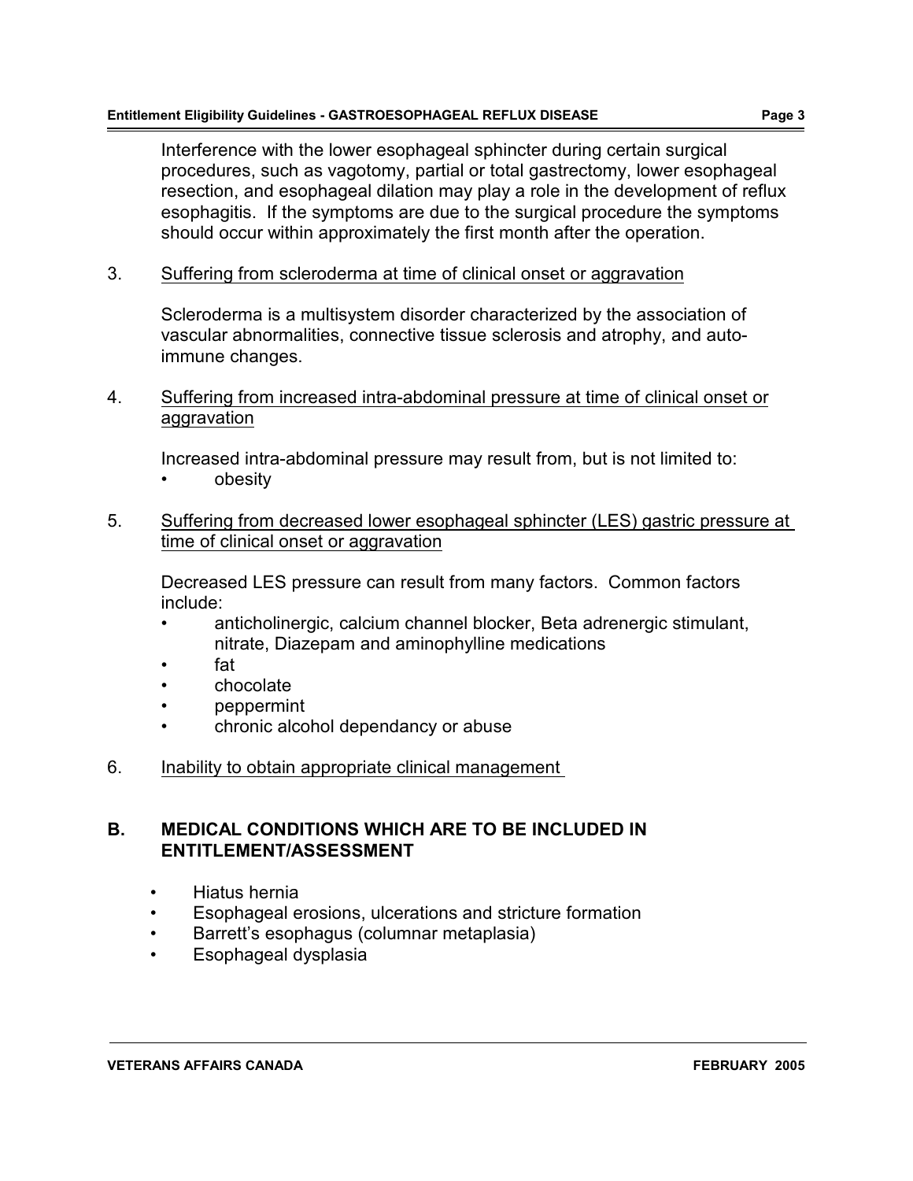Interference with the lower esophageal sphincter during certain surgical procedures, such as vagotomy, partial or total gastrectomy, lower esophageal resection, and esophageal dilation may play a role in the development of reflux esophagitis. If the symptoms are due to the surgical procedure the symptoms should occur within approximately the first month after the operation.

3. <u>Suffering from scleroderma at time of clinical onset or aggravation</u>

   Scleroderma is a multisystem disorder characterized by the association of vascular abnormalities, connective tissue sclerosis and atrophy, and auto-immune changes.

4. <u>Suffering from increased intra-abdominal pressure at time of clinical onset or aggravation</u>

   Increased intra-abdominal pressure may result from, but is not limited to:
   - obesity

5. <u>Suffering from decreased lower esophageal sphincter (LES) gastric pressure at time of clinical onset or aggravation</u>

   Decreased LES pressure can result from many factors. Common factors include:
   - anticholinergic, calcium channel blocker, Beta adrenergic stimulant, nitrate, Diazepam and aminophylline medications
   - fat
   - chocolate
   - peppermint
   - chronic alcohol dependancy or abuse

6. <u>Inability to obtain appropriate clinical management</u>

## B. MEDICAL CONDITIONS WHICH ARE TO BE INCLUDED IN ENTITLEMENT/ASSESSMENT

- Hiatus hernia
- Esophageal erosions, ulcerations and stricture formation
- Barrett's esophagus (columnar metaplasia)
- Esophageal dysplasia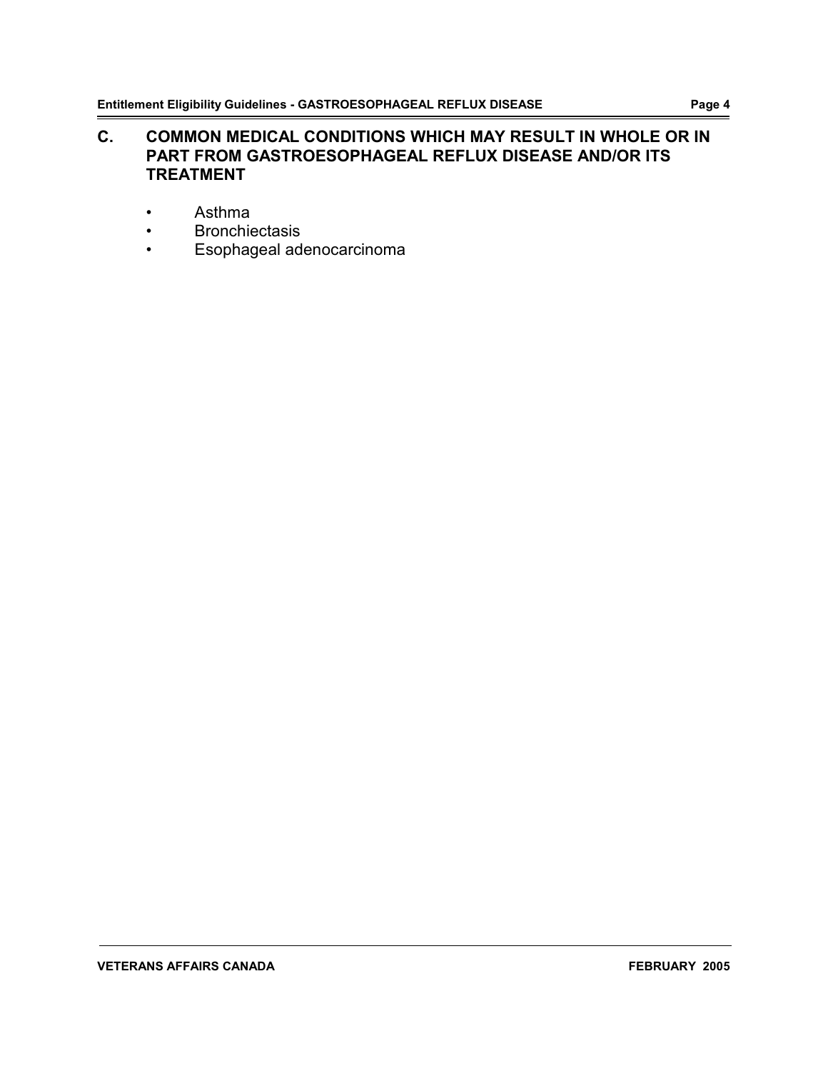## C. COMMON MEDICAL CONDITIONS WHICH MAY RESULT IN WHOLE OR IN PART FROM GASTROESOPHAGEAL REFLUX DISEASE AND/OR ITS TREATMENT

- Asthma
- Bronchiectasis
- Esophageal adenocarcinoma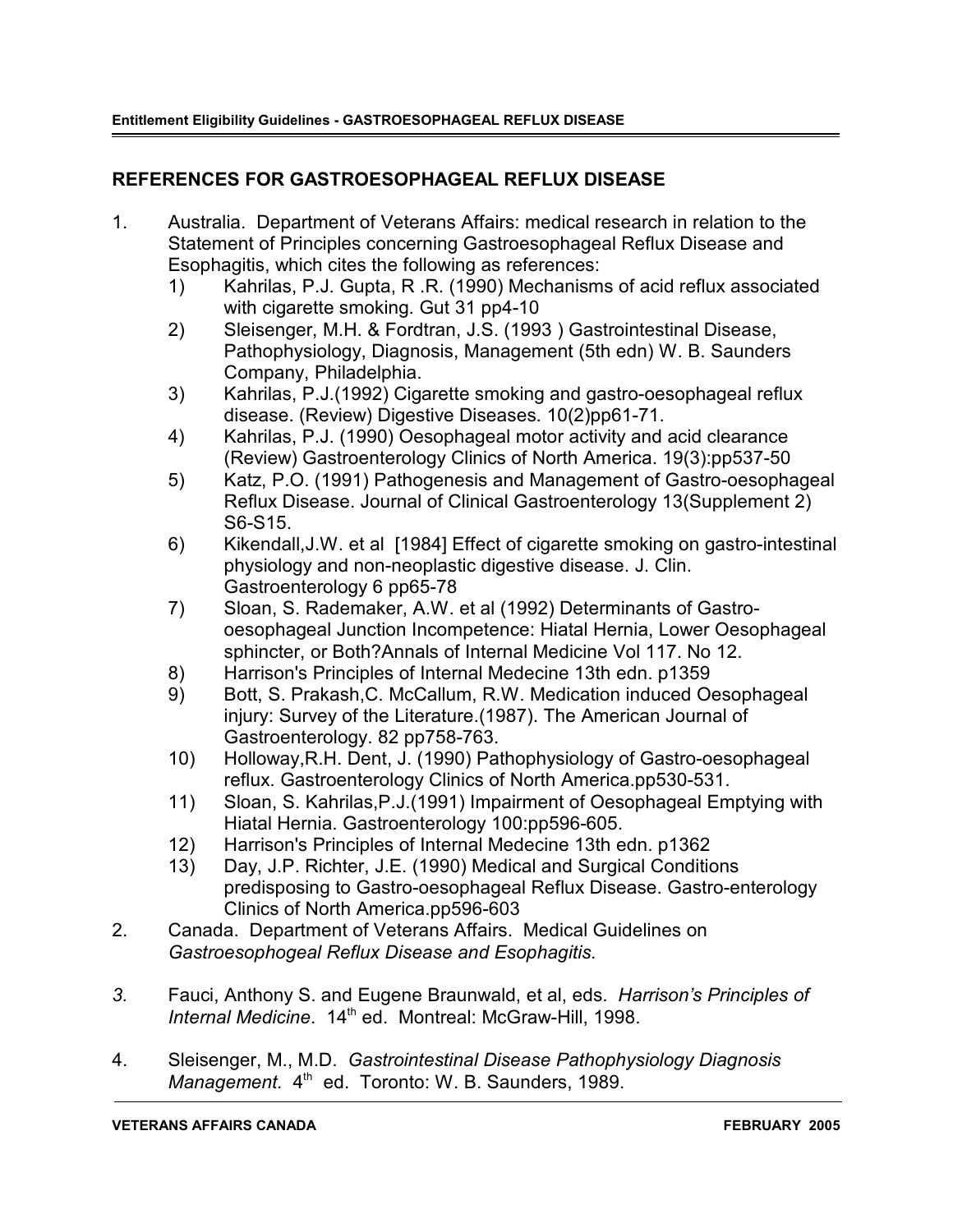## REFERENCES FOR GASTROESOPHAGEAL REFLUX DISEASE

1. Australia. Department of Veterans Affairs: medical research in relation to the Statement of Principles concerning Gastroesophageal Reflux Disease and Esophagitis, which cites the following as references:
   1) Kahrilas, P.J. Gupta, R .R. (1990) Mechanisms of acid reflux associated with cigarette smoking. Gut 31 pp4-10
   2) Sleisenger, M.H. & Fordtran, J.S. (1993 ) Gastrointestinal Disease, Pathophysiology, Diagnosis, Management (5th edn) W. B. Saunders Company, Philadelphia.
   3) Kahrilas, P.J.(1992) Cigarette smoking and gastro-oesophageal reflux disease. (Review) Digestive Diseases. 10(2)pp61-71.
   4) Kahrilas, P.J. (1990) Oesophageal motor activity and acid clearance (Review) Gastroenterology Clinics of North America. 19(3):pp537-50
   5) Katz, P.O. (1991) Pathogenesis and Management of Gastro-oesophageal Reflux Disease. Journal of Clinical Gastroenterology 13(Supplement 2) S6-S15.
   6) Kikendall,J.W. et al [1984] Effect of cigarette smoking on gastro-intestinal physiology and non-neoplastic digestive disease. J. Clin. Gastroenterology 6 pp65-78
   7) Sloan, S. Rademaker, A.W. et al (1992) Determinants of Gastro-oesophageal Junction Incompetence: Hiatal Hernia, Lower Oesophageal sphincter, or Both?Annals of Internal Medicine Vol 117. No 12.
   8) Harrison's Principles of Internal Medecine 13th edn. p1359
   9) Bott, S. Prakash,C. McCallum, R.W. Medication induced Oesophageal injury: Survey of the Literature.(1987). The American Journal of Gastroenterology. 82 pp758-763.
   10) Holloway,R.H. Dent, J. (1990) Pathophysiology of Gastro-oesophageal reflux. Gastroenterology Clinics of North America.pp530-531.
   11) Sloan, S. Kahrilas,P.J.(1991) Impairment of Oesophageal Emptying with Hiatal Hernia. Gastroenterology 100:pp596-605.
   12) Harrison's Principles of Internal Medecine 13th edn. p1362
   13) Day, J.P. Richter, J.E. (1990) Medical and Surgical Conditions predisposing to Gastro-oesophageal Reflux Disease. Gastro-enterology Clinics of North America.pp596-603
2. Canada. Department of Veterans Affairs. Medical Guidelines on *Gastroesophogeal Reflux Disease and Esophagitis.*
3. Fauci, Anthony S. and Eugene Braunwald, et al, eds. *Harrison's Principles of Internal Medicine*. 14th ed. Montreal: McGraw-Hill, 1998.
4. Sleisenger, M., M.D. *Gastrointestinal Disease Pathophysiology Diagnosis Management.* 4th ed. Toronto: W. B. Saunders, 1989.